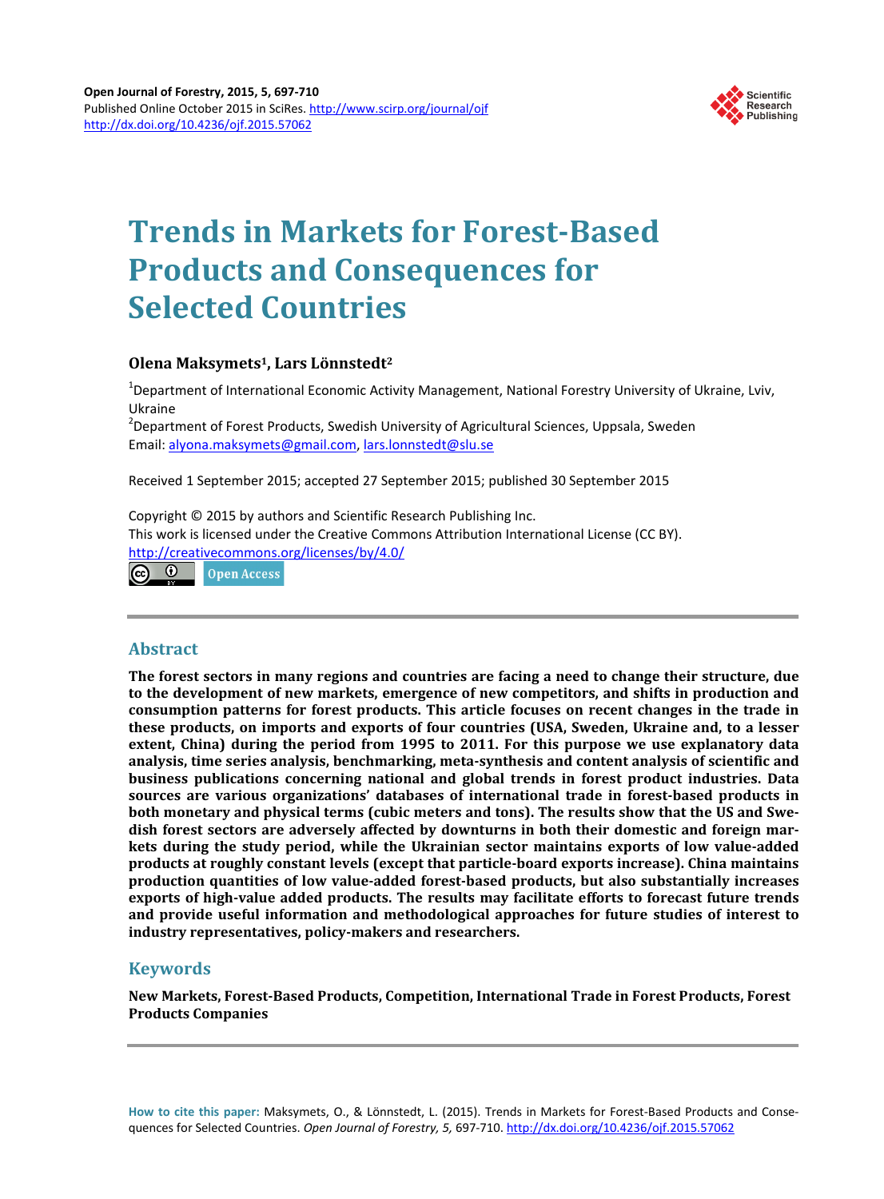# Trends in Markets for Forest-Based Products and Consequences for Selected Countries

**Olena Maksymets[1], Lars Lönnstedt[2]**

[1]Department of International Economic Activity Management, National Forestry University of Ukraine, Lviv, Ukraine
[2]Department of Forest Products, Swedish University of Agricultural Sciences, Uppsala, Sweden
Email: alyona.maksymets@gmail.com, lars.lonnstedt@slu.se

Received 1 September 2015; accepted 27 September 2015; published 30 September 2015

Copyright © 2015 by authors and Scientific Research Publishing Inc.
This work is licensed under the Creative Commons Attribution International License (CC BY).
http://creativecommons.org/licenses/by/4.0/

Open Access

## Abstract

**The forest sectors in many regions and countries are facing a need to change their structure, due to the development of new markets, emergence of new competitors, and shifts in production and consumption patterns for forest products. This article focuses on recent changes in the trade in these products, on imports and exports of four countries (USA, Sweden, Ukraine and, to a lesser extent, China) during the period from 1995 to 2011. For this purpose we use explanatory data analysis, time series analysis, benchmarking, meta-synthesis and content analysis of scientific and business publications concerning national and global trends in forest product industries. Data sources are various organizations' databases of international trade in forest-based products in both monetary and physical terms (cubic meters and tons). The results show that the US and Swedish forest sectors are adversely affected by downturns in both their domestic and foreign markets during the study period, while the Ukrainian sector maintains exports of low value-added products at roughly constant levels (except that particle-board exports increase). China maintains production quantities of low value-added forest-based products, but also substantially increases exports of high-value added products. The results may facilitate efforts to forecast future trends and provide useful information and methodological approaches for future studies of interest to industry representatives, policy-makers and researchers.**

## Keywords

**New Markets, Forest-Based Products, Competition, International Trade in Forest Products, Forest Products Companies**

**How to cite this paper:** Maksymets, O., & Lönnstedt, L. (2015). Trends in Markets for Forest-Based Products and Consequences for Selected Countries. *Open Journal of Forestry, 5,* 697-710. http://dx.doi.org/10.4236/ojf.2015.57062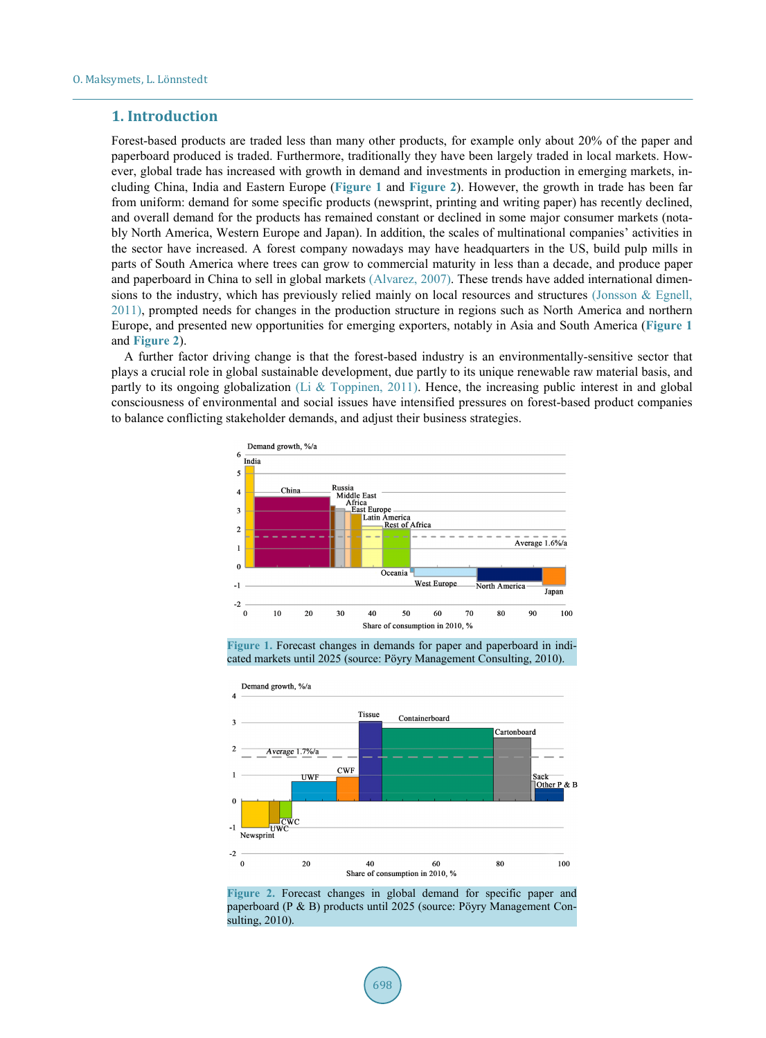## 1. Introduction

Forest-based products are traded less than many other products, for example only about 20% of the paper and paperboard produced is traded. Furthermore, traditionally they have been largely traded in local markets. However, global trade has increased with growth in demand and investments in production in emerging markets, including China, India and Eastern Europe (**Figure 1** and **Figure 2**). However, the growth in trade has been far from uniform: demand for some specific products (newsprint, printing and writing paper) has recently declined, and overall demand for the products has remained constant or declined in some major consumer markets (notably North America, Western Europe and Japan). In addition, the scales of multinational companies' activities in the sector have increased. A forest company nowadays may have headquarters in the US, build pulp mills in parts of South America where trees can grow to commercial maturity in less than a decade, and produce paper and paperboard in China to sell in global markets (Alvarez, 2007). These trends have added international dimensions to the industry, which has previously relied mainly on local resources and structures (Jonsson & Egnell, 2011), prompted needs for changes in the production structure in regions such as North America and northern Europe, and presented new opportunities for emerging exporters, notably in Asia and South America (**Figure 1** and **Figure 2**).

A further factor driving change is that the forest-based industry is an environmentally-sensitive sector that plays a crucial role in global sustainable development, due partly to its unique renewable raw material basis, and partly to its ongoing globalization (Li & Toppinen, 2011). Hence, the increasing public interest in and global consciousness of environmental and social issues have intensified pressures on forest-based product companies to balance conflicting stakeholder demands, and adjust their business strategies.

**Figure 1.** Forecast changes in demands for paper and paperboard in indicated markets until 2025 (source: Pöyry Management Consulting, 2010).

**Figure 2.** Forecast changes in global demand for specific paper and paperboard (P & B) products until 2025 (source: Pöyry Management Consulting, 2010).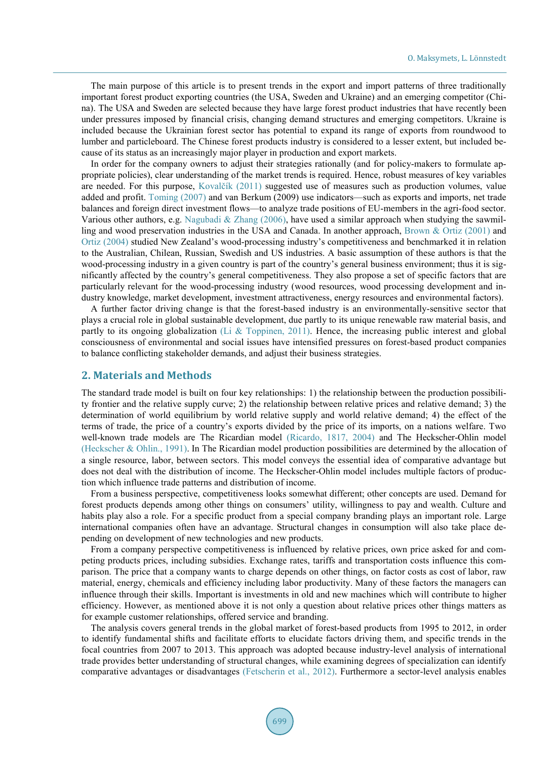The main purpose of this article is to present trends in the export and import patterns of three traditionally important forest product exporting countries (the USA, Sweden and Ukraine) and an emerging competitor (China). The USA and Sweden are selected because they have large forest product industries that have recently been under pressures imposed by financial crisis, changing demand structures and emerging competitors. Ukraine is included because the Ukrainian forest sector has potential to expand its range of exports from roundwood to lumber and particleboard. The Chinese forest products industry is considered to a lesser extent, but included because of its status as an increasingly major player in production and export markets.

In order for the company owners to adjust their strategies rationally (and for policy-makers to formulate appropriate policies), clear understanding of the market trends is required. Hence, robust measures of key variables are needed. For this purpose, Kovalčík (2011) suggested use of measures such as production volumes, value added and profit. Toming (2007) and van Berkum (2009) use indicators—such as exports and imports, net trade balances and foreign direct investment flows—to analyze trade positions of EU-members in the agri-food sector. Various other authors, e.g. Nagubadi & Zhang (2006), have used a similar approach when studying the sawmilling and wood preservation industries in the USA and Canada. In another approach, Brown & Ortiz (2001) and Ortiz (2004) studied New Zealand's wood-processing industry's competitiveness and benchmarked it in relation to the Australian, Chilean, Russian, Swedish and US industries. A basic assumption of these authors is that the wood-processing industry in a given country is part of the country's general business environment; thus it is significantly affected by the country's general competitiveness. They also propose a set of specific factors that are particularly relevant for the wood-processing industry (wood resources, wood processing development and industry knowledge, market development, investment attractiveness, energy resources and environmental factors).

A further factor driving change is that the forest-based industry is an environmentally-sensitive sector that plays a crucial role in global sustainable development, due partly to its unique renewable raw material basis, and partly to its ongoing globalization (Li & Toppinen, 2011). Hence, the increasing public interest and global consciousness of environmental and social issues have intensified pressures on forest-based product companies to balance conflicting stakeholder demands, and adjust their business strategies.

## 2. Materials and Methods

The standard trade model is built on four key relationships: 1) the relationship between the production possibility frontier and the relative supply curve; 2) the relationship between relative prices and relative demand; 3) the determination of world equilibrium by world relative supply and world relative demand; 4) the effect of the terms of trade, the price of a country's exports divided by the price of its imports, on a nations welfare. Two well-known trade models are The Ricardian model (Ricardo, 1817, 2004) and The Heckscher-Ohlin model (Heckscher & Ohlin., 1991). In The Ricardian model production possibilities are determined by the allocation of a single resource, labor, between sectors. This model conveys the essential idea of comparative advantage but does not deal with the distribution of income. The Heckscher-Ohlin model includes multiple factors of production which influence trade patterns and distribution of income.

From a business perspective, competitiveness looks somewhat different; other concepts are used. Demand for forest products depends among other things on consumers' utility, willingness to pay and wealth. Culture and habits play also a role. For a specific product from a special company branding plays an important role. Large international companies often have an advantage. Structural changes in consumption will also take place depending on development of new technologies and new products.

From a company perspective competitiveness is influenced by relative prices, own price asked for and competing products prices, including subsidies. Exchange rates, tariffs and transportation costs influence this comparison. The price that a company wants to charge depends on other things, on factor costs as cost of labor, raw material, energy, chemicals and efficiency including labor productivity. Many of these factors the managers can influence through their skills. Important is investments in old and new machines which will contribute to higher efficiency. However, as mentioned above it is not only a question about relative prices other things matters as for example customer relationships, offered service and branding.

The analysis covers general trends in the global market of forest-based products from 1995 to 2012, in order to identify fundamental shifts and facilitate efforts to elucidate factors driving them, and specific trends in the focal countries from 2007 to 2013. This approach was adopted because industry-level analysis of international trade provides better understanding of structural changes, while examining degrees of specialization can identify comparative advantages or disadvantages (Fetscherin et al., 2012). Furthermore a sector-level analysis enables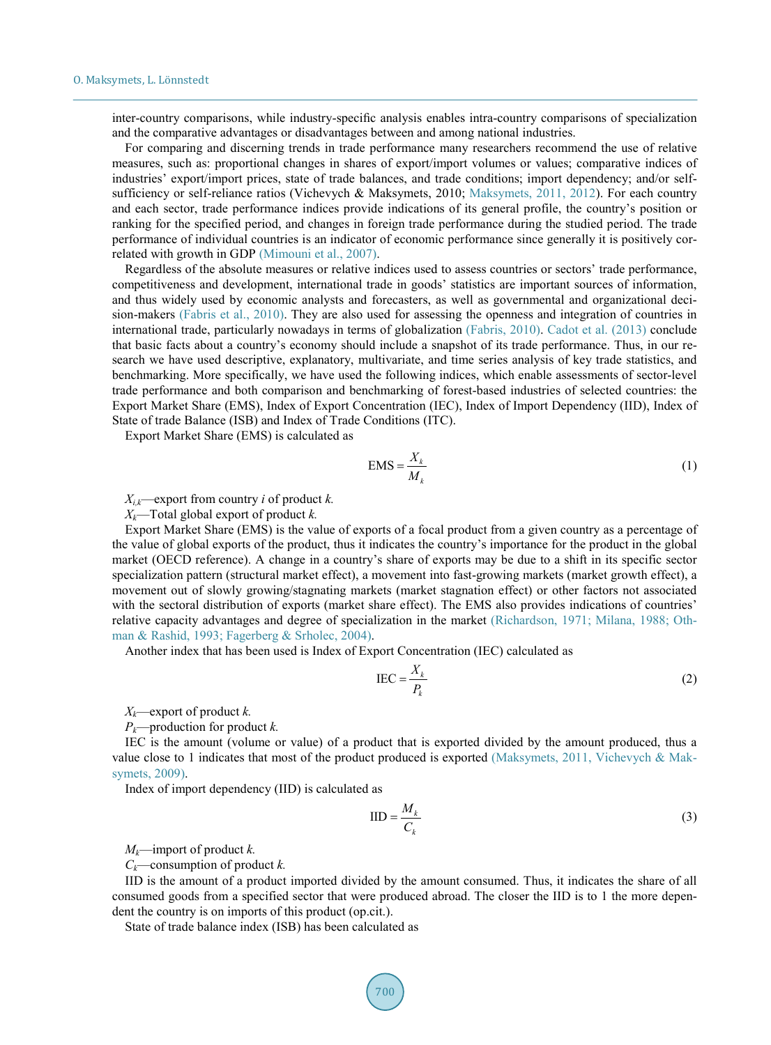inter-country comparisons, while industry-specific analysis enables intra-country comparisons of specialization and the comparative advantages or disadvantages between and among national industries.

For comparing and discerning trends in trade performance many researchers recommend the use of relative measures, such as: proportional changes in shares of export/import volumes or values; comparative indices of industries' export/import prices, state of trade balances, and trade conditions; import dependency; and/or self-sufficiency or self-reliance ratios (Vichevych & Maksymets, 2010; Maksymets, 2011, 2012). For each country and each sector, trade performance indices provide indications of its general profile, the country's position or ranking for the specified period, and changes in foreign trade performance during the studied period. The trade performance of individual countries is an indicator of economic performance since generally it is positively correlated with growth in GDP (Mimouni et al., 2007).

Regardless of the absolute measures or relative indices used to assess countries or sectors' trade performance, competitiveness and development, international trade in goods' statistics are important sources of information, and thus widely used by economic analysts and forecasters, as well as governmental and organizational decision-makers (Fabris et al., 2010). They are also used for assessing the openness and integration of countries in international trade, particularly nowadays in terms of globalization (Fabris, 2010). Cadot et al. (2013) conclude that basic facts about a country's economy should include a snapshot of its trade performance. Thus, in our research we have used descriptive, explanatory, multivariate, and time series analysis of key trade statistics, and benchmarking. More specifically, we have used the following indices, which enable assessments of sector-level trade performance and both comparison and benchmarking of forest-based industries of selected countries: the Export Market Share (EMS), Index of Export Concentration (IEC), Index of Import Dependency (IID), Index of State of trade Balance (ISB) and Index of Trade Conditions (ITC).

Export Market Share (EMS) is calculated as

$$\text{EMS} = \frac{X_k}{M_k} \tag{1}$$

$X_{i,k}$—export from country *i* of product *k.*

$X_k$—Total global export of product *k.*

Export Market Share (EMS) is the value of exports of a focal product from a given country as a percentage of the value of global exports of the product, thus it indicates the country's importance for the product in the global market (OECD reference). A change in a country's share of exports may be due to a shift in its specific sector specialization pattern (structural market effect), a movement into fast-growing markets (market growth effect), a movement out of slowly growing/stagnating markets (market stagnation effect) or other factors not associated with the sectoral distribution of exports (market share effect). The EMS also provides indications of countries' relative capacity advantages and degree of specialization in the market (Richardson, 1971; Milana, 1988; Othman & Rashid, 1993; Fagerberg & Srholec, 2004).

Another index that has been used is Index of Export Concentration (IEC) calculated as

$$\text{IEC} = \frac{X_k}{P_k} \tag{2}$$

$X_k$—export of product *k.*

$P_k$—production for product *k.*

IEC is the amount (volume or value) of a product that is exported divided by the amount produced, thus a value close to 1 indicates that most of the product produced is exported (Maksymets, 2011, Vichevych & Maksymets, 2009).

Index of import dependency (IID) is calculated as

$$\text{IID} = \frac{M_k}{C_k} \tag{3}$$

$M_k$—import of product *k.*

$C_k$—consumption of product *k.*

IID is the amount of a product imported divided by the amount consumed. Thus, it indicates the share of all consumed goods from a specified sector that were produced abroad. The closer the IID is to 1 the more dependent the country is on imports of this product (op.cit.).

State of trade balance index (ISB) has been calculated as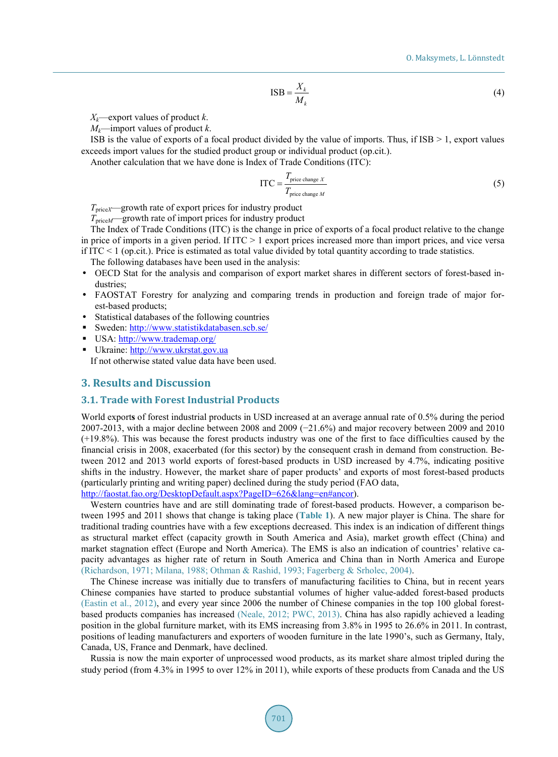$$\text{ISB} = \frac{X_k}{M_k} \tag{4}$$

$X_k$—export values of product $k$.

$M_k$—import values of product $k$.

ISB is the value of exports of a focal product divided by the value of imports. Thus, if ISB > 1, export values exceeds import values for the studied product group or individual product (op.cit.).

Another calculation that we have done is Index of Trade Conditions (ITC):

$$\text{ITC} = \frac{T_{\text{price change } X}}{T_{\text{price change } M}} \tag{5}$$

$T_{\text{price}X}$—growth rate of export prices for industry product

$T_{\text{price}M}$—growth rate of import prices for industry product

The Index of Trade Conditions (ITC) is the change in price of exports of a focal product relative to the change in price of imports in a given period. If ITC > 1 export prices increased more than import prices, and vice versa if ITC < 1 (op.cit.). Price is estimated as total value divided by total quantity according to trade statistics.

The following databases have been used in the analysis:

- OECD Stat for the analysis and comparison of export market shares in different sectors of forest-based industries;
- FAOSTAT Forestry for analyzing and comparing trends in production and foreign trade of major forest-based products;
- Statistical databases of the following countries
  - Sweden: http://www.statistikdatabasen.scb.se/
  - USA: http://www.trademap.org/
  - Ukraine: http://www.ukrstat.gov.ua

If not otherwise stated value data have been used.

## 3. Results and Discussion

### 3.1. Trade with Forest Industrial Products

World exports of forest industrial products in USD increased at an average annual rate of 0.5% during the period 2007-2013, with a major decline between 2008 and 2009 (−21.6%) and major recovery between 2009 and 2010 (+19.8%). This was because the forest products industry was one of the first to face difficulties caused by the financial crisis in 2008, exacerbated (for this sector) by the consequent crash in demand from construction. Between 2012 and 2013 world exports of forest-based products in USD increased by 4.7%, indicating positive shifts in the industry. However, the market share of paper products' and exports of most forest-based products (particularly printing and writing paper) declined during the study period (FAO data, http://faostat.fao.org/DesktopDefault.aspx?PageID=626&lang=en#ancor).

Western countries have and are still dominating trade of forest-based products. However, a comparison between 1995 and 2011 shows that change is taking place (**Table 1**). A new major player is China. The share for traditional trading countries have with a few exceptions decreased. This index is an indication of different things as structural market effect (capacity growth in South America and Asia), market growth effect (China) and market stagnation effect (Europe and North America). The EMS is also an indication of countries' relative capacity advantages as higher rate of return in South America and China than in North America and Europe (Richardson, 1971; Milana, 1988; Othman & Rashid, 1993; Fagerberg & Srholec, 2004).

The Chinese increase was initially due to transfers of manufacturing facilities to China, but in recent years Chinese companies have started to produce substantial volumes of higher value-added forest-based products (Eastin et al., 2012), and every year since 2006 the number of Chinese companies in the top 100 global forest-based products companies has increased (Neale, 2012; PWC, 2013). China has also rapidly achieved a leading position in the global furniture market, with its EMS increasing from 3.8% in 1995 to 26.6% in 2011. In contrast, positions of leading manufacturers and exporters of wooden furniture in the late 1990's, such as Germany, Italy, Canada, US, France and Denmark, have declined.

Russia is now the main exporter of unprocessed wood products, as its market share almost tripled during the study period (from 4.3% in 1995 to over 12% in 2011), while exports of these products from Canada and the US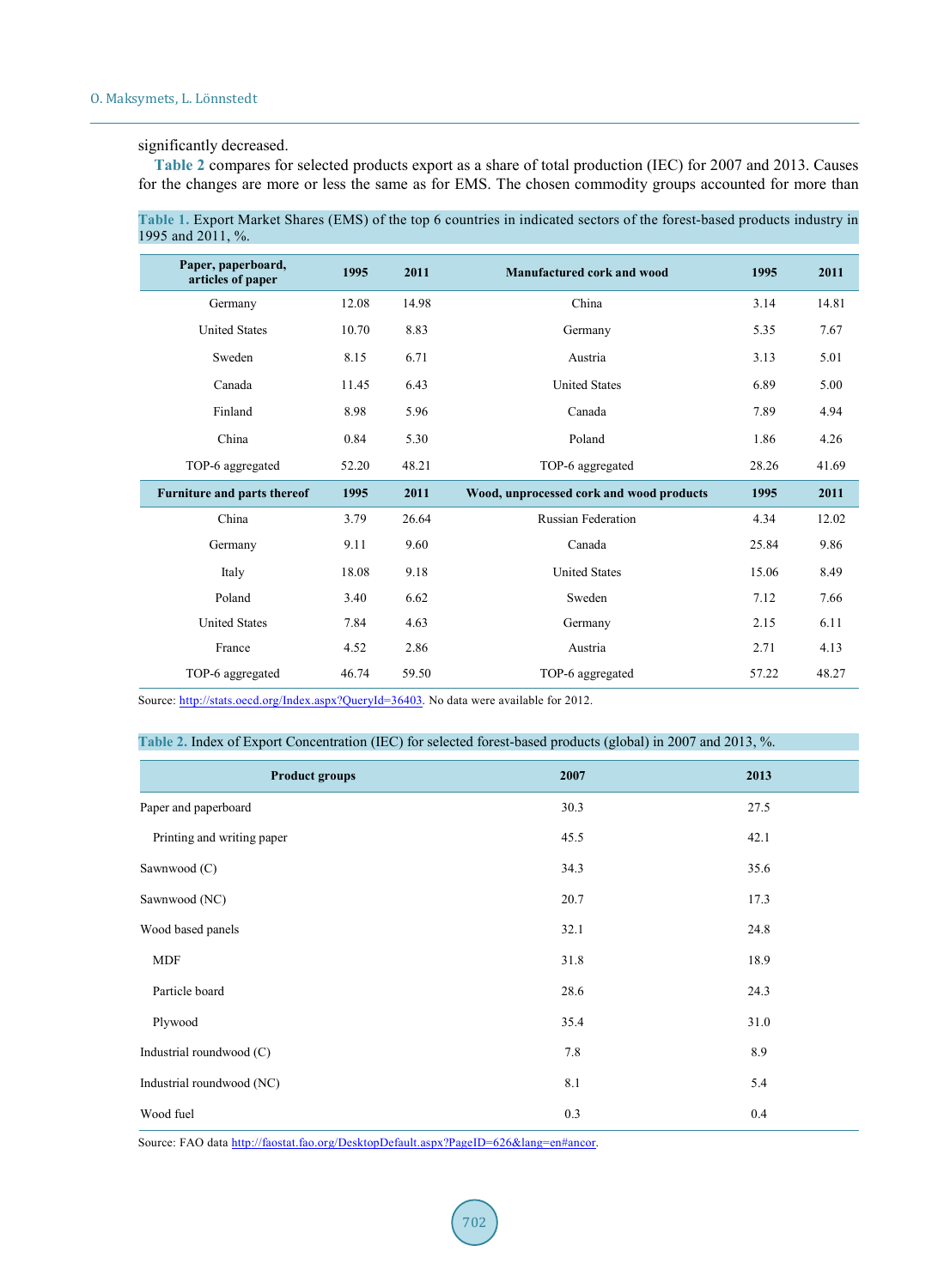significantly decreased.

**Table 2** compares for selected products export as a share of total production (IEC) for 2007 and 2013. Causes for the changes are more or less the same as for EMS. The chosen commodity groups accounted for more than

**Table 1.** Export Market Shares (EMS) of the top 6 countries in indicated sectors of the forest-based products industry in 1995 and 2011, %.

| Paper, paperboard, articles of paper | 1995 | 2011 | Manufactured cork and wood | 1995 | 2011 |
|---|---|---|---|---|---|
| Germany | 12.08 | 14.98 | China | 3.14 | 14.81 |
| United States | 10.70 | 8.83 | Germany | 5.35 | 7.67 |
| Sweden | 8.15 | 6.71 | Austria | 3.13 | 5.01 |
| Canada | 11.45 | 6.43 | United States | 6.89 | 5.00 |
| Finland | 8.98 | 5.96 | Canada | 7.89 | 4.94 |
| China | 0.84 | 5.30 | Poland | 1.86 | 4.26 |
| TOP-6 aggregated | 52.20 | 48.21 | TOP-6 aggregated | 28.26 | 41.69 |
| **Furniture and parts thereof** | **1995** | **2011** | **Wood, unprocessed cork and wood products** | **1995** | **2011** |
| China | 3.79 | 26.64 | Russian Federation | 4.34 | 12.02 |
| Germany | 9.11 | 9.60 | Canada | 25.84 | 9.86 |
| Italy | 18.08 | 9.18 | United States | 15.06 | 8.49 |
| Poland | 3.40 | 6.62 | Sweden | 7.12 | 7.66 |
| United States | 7.84 | 4.63 | Germany | 2.15 | 6.11 |
| France | 4.52 | 2.86 | Austria | 2.71 | 4.13 |
| TOP-6 aggregated | 46.74 | 59.50 | TOP-6 aggregated | 57.22 | 48.27 |

Source: http://stats.oecd.org/Index.aspx?QueryId=36403. No data were available for 2012.

**Table 2.** Index of Export Concentration (IEC) for selected forest-based products (global) in 2007 and 2013, %.

| Product groups | 2007 | 2013 |
|---|---|---|
| Paper and paperboard | 30.3 | 27.5 |
| Printing and writing paper | 45.5 | 42.1 |
| Sawnwood (C) | 34.3 | 35.6 |
| Sawnwood (NC) | 20.7 | 17.3 |
| Wood based panels | 32.1 | 24.8 |
| MDF | 31.8 | 18.9 |
| Particle board | 28.6 | 24.3 |
| Plywood | 35.4 | 31.0 |
| Industrial roundwood (C) | 7.8 | 8.9 |
| Industrial roundwood (NC) | 8.1 | 5.4 |
| Wood fuel | 0.3 | 0.4 |

Source: FAO data http://faostat.fao.org/DesktopDefault.aspx?PageID=626&lang=en#ancor.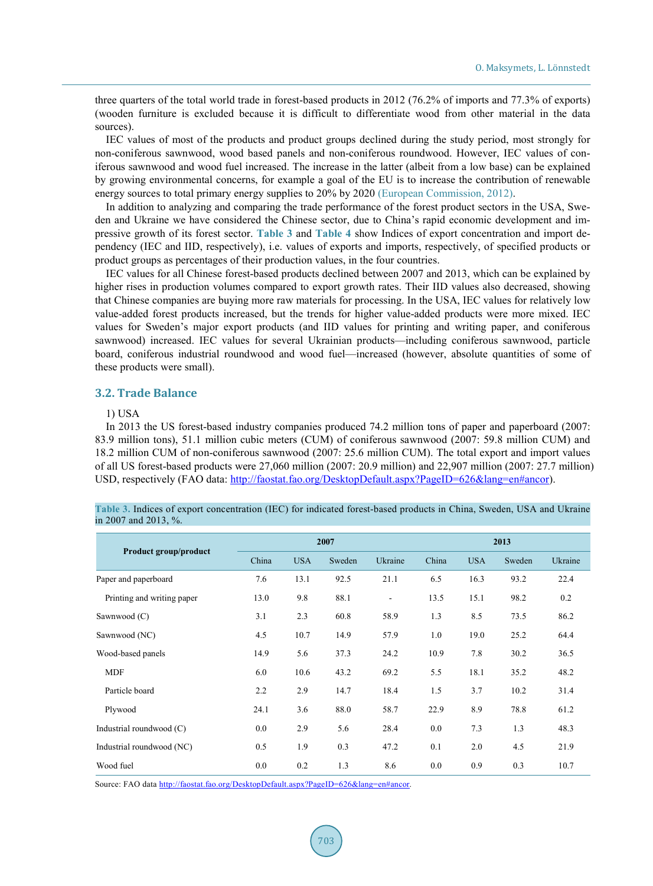three quarters of the total world trade in forest-based products in 2012 (76.2% of imports and 77.3% of exports) (wooden furniture is excluded because it is difficult to differentiate wood from other material in the data sources).

IEC values of most of the products and product groups declined during the study period, most strongly for non-coniferous sawnwood, wood based panels and non-coniferous roundwood. However, IEC values of coniferous sawnwood and wood fuel increased. The increase in the latter (albeit from a low base) can be explained by growing environmental concerns, for example a goal of the EU is to increase the contribution of renewable energy sources to total primary energy supplies to 20% by 2020 (European Commission, 2012).

In addition to analyzing and comparing the trade performance of the forest product sectors in the USA, Sweden and Ukraine we have considered the Chinese sector, due to China's rapid economic development and impressive growth of its forest sector. Table 3 and Table 4 show Indices of export concentration and import dependency (IEC and IID, respectively), i.e. values of exports and imports, respectively, of specified products or product groups as percentages of their production values, in the four countries.

IEC values for all Chinese forest-based products declined between 2007 and 2013, which can be explained by higher rises in production volumes compared to export growth rates. Their IID values also decreased, showing that Chinese companies are buying more raw materials for processing. In the USA, IEC values for relatively low value-added forest products increased, but the trends for higher value-added products were more mixed. IEC values for Sweden's major export products (and IID values for printing and writing paper, and coniferous sawnwood) increased. IEC values for several Ukrainian products—including coniferous sawnwood, particle board, coniferous industrial roundwood and wood fuel—increased (however, absolute quantities of some of these products were small).

### 3.2. Trade Balance

1) USA

In 2013 the US forest-based industry companies produced 74.2 million tons of paper and paperboard (2007: 83.9 million tons), 51.1 million cubic meters (CUM) of coniferous sawnwood (2007: 59.8 million CUM) and 18.2 million CUM of non-coniferous sawnwood (2007: 25.6 million CUM). The total export and import values of all US forest-based products were 27,060 million (2007: 20.9 million) and 22,907 million (2007: 27.7 million) USD, respectively (FAO data: http://faostat.fao.org/DesktopDefault.aspx?PageID=626&lang=en#ancor).

**Table 3.** Indices of export concentration (IEC) for indicated forest-based products in China, Sweden, USA and Ukraine in 2007 and 2013, %.

| Product group/product | 2007 | | | | 2013 | | | |
|---|---|---|---|---|---|---|---|---|
| | China | USA | Sweden | Ukraine | China | USA | Sweden | Ukraine |
| Paper and paperboard | 7.6 | 13.1 | 92.5 | 21.1 | 6.5 | 16.3 | 93.2 | 22.4 |
| Printing and writing paper | 13.0 | 9.8 | 88.1 | - | 13.5 | 15.1 | 98.2 | 0.2 |
| Sawnwood (C) | 3.1 | 2.3 | 60.8 | 58.9 | 1.3 | 8.5 | 73.5 | 86.2 |
| Sawnwood (NC) | 4.5 | 10.7 | 14.9 | 57.9 | 1.0 | 19.0 | 25.2 | 64.4 |
| Wood-based panels | 14.9 | 5.6 | 37.3 | 24.2 | 10.9 | 7.8 | 30.2 | 36.5 |
| MDF | 6.0 | 10.6 | 43.2 | 69.2 | 5.5 | 18.1 | 35.2 | 48.2 |
| Particle board | 2.2 | 2.9 | 14.7 | 18.4 | 1.5 | 3.7 | 10.2 | 31.4 |
| Plywood | 24.1 | 3.6 | 88.0 | 58.7 | 22.9 | 8.9 | 78.8 | 61.2 |
| Industrial roundwood (C) | 0.0 | 2.9 | 5.6 | 28.4 | 0.0 | 7.3 | 1.3 | 48.3 |
| Industrial roundwood (NC) | 0.5 | 1.9 | 0.3 | 47.2 | 0.1 | 2.0 | 4.5 | 21.9 |
| Wood fuel | 0.0 | 0.2 | 1.3 | 8.6 | 0.0 | 0.9 | 0.3 | 10.7 |

Source: FAO data http://faostat.fao.org/DesktopDefault.aspx?PageID=626&lang=en#ancor.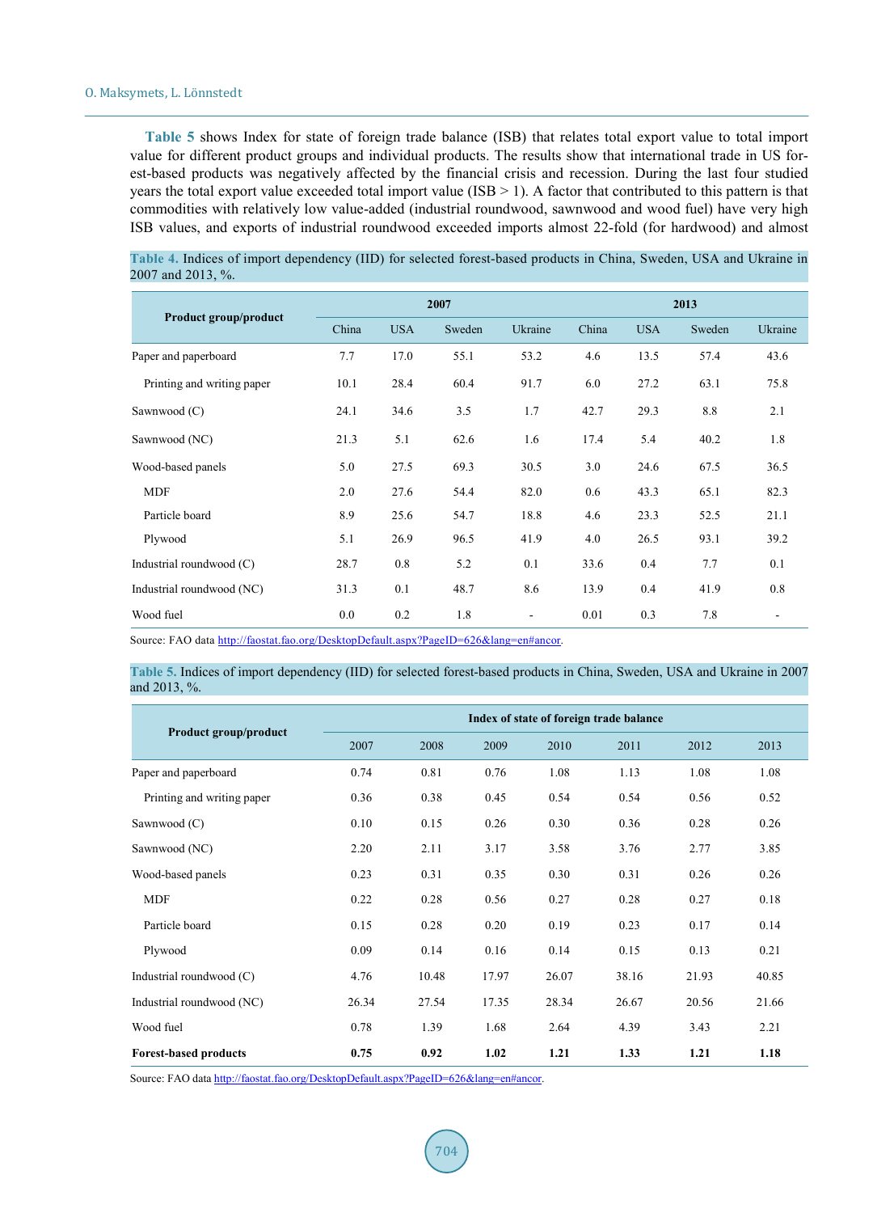**Table 5** shows Index for state of foreign trade balance (ISB) that relates total export value to total import value for different product groups and individual products. The results show that international trade in US forest-based products was negatively affected by the financial crisis and recession. During the last four studied years the total export value exceeded total import value (ISB > 1). A factor that contributed to this pattern is that commodities with relatively low value-added (industrial roundwood, sawnwood and wood fuel) have very high ISB values, and exports of industrial roundwood exceeded imports almost 22-fold (for hardwood) and almost

**Table 4.** Indices of import dependency (IID) for selected forest-based products in China, Sweden, USA and Ukraine in 2007 and 2013, %.

| Product group/product | 2007 | | | | 2013 | | | |
|---|---|---|---|---|---|---|---|---|
| | China | USA | Sweden | Ukraine | China | USA | Sweden | Ukraine |
| Paper and paperboard | 7.7 | 17.0 | 55.1 | 53.2 | 4.6 | 13.5 | 57.4 | 43.6 |
| Printing and writing paper | 10.1 | 28.4 | 60.4 | 91.7 | 6.0 | 27.2 | 63.1 | 75.8 |
| Sawnwood (C) | 24.1 | 34.6 | 3.5 | 1.7 | 42.7 | 29.3 | 8.8 | 2.1 |
| Sawnwood (NC) | 21.3 | 5.1 | 62.6 | 1.6 | 17.4 | 5.4 | 40.2 | 1.8 |
| Wood-based panels | 5.0 | 27.5 | 69.3 | 30.5 | 3.0 | 24.6 | 67.5 | 36.5 |
| MDF | 2.0 | 27.6 | 54.4 | 82.0 | 0.6 | 43.3 | 65.1 | 82.3 |
| Particle board | 8.9 | 25.6 | 54.7 | 18.8 | 4.6 | 23.3 | 52.5 | 21.1 |
| Plywood | 5.1 | 26.9 | 96.5 | 41.9 | 4.0 | 26.5 | 93.1 | 39.2 |
| Industrial roundwood (C) | 28.7 | 0.8 | 5.2 | 0.1 | 33.6 | 0.4 | 7.7 | 0.1 |
| Industrial roundwood (NC) | 31.3 | 0.1 | 48.7 | 8.6 | 13.9 | 0.4 | 41.9 | 0.8 |
| Wood fuel | 0.0 | 0.2 | 1.8 | - | 0.01 | 0.3 | 7.8 | - |

Source: FAO data http://faostat.fao.org/DesktopDefault.aspx?PageID=626&lang=en#ancor.

**Table 5.** Indices of import dependency (IID) for selected forest-based products in China, Sweden, USA and Ukraine in 2007 and 2013, %.

| Product group/product | Index of state of foreign trade balance | | | | | | |
|---|---|---|---|---|---|---|---|
| | 2007 | 2008 | 2009 | 2010 | 2011 | 2012 | 2013 |
| Paper and paperboard | 0.74 | 0.81 | 0.76 | 1.08 | 1.13 | 1.08 | 1.08 |
| Printing and writing paper | 0.36 | 0.38 | 0.45 | 0.54 | 0.54 | 0.56 | 0.52 |
| Sawnwood (C) | 0.10 | 0.15 | 0.26 | 0.30 | 0.36 | 0.28 | 0.26 |
| Sawnwood (NC) | 2.20 | 2.11 | 3.17 | 3.58 | 3.76 | 2.77 | 3.85 |
| Wood-based panels | 0.23 | 0.31 | 0.35 | 0.30 | 0.31 | 0.26 | 0.26 |
| MDF | 0.22 | 0.28 | 0.56 | 0.27 | 0.28 | 0.27 | 0.18 |
| Particle board | 0.15 | 0.28 | 0.20 | 0.19 | 0.23 | 0.17 | 0.14 |
| Plywood | 0.09 | 0.14 | 0.16 | 0.14 | 0.15 | 0.13 | 0.21 |
| Industrial roundwood (C) | 4.76 | 10.48 | 17.97 | 26.07 | 38.16 | 21.93 | 40.85 |
| Industrial roundwood (NC) | 26.34 | 27.54 | 17.35 | 28.34 | 26.67 | 20.56 | 21.66 |
| Wood fuel | 0.78 | 1.39 | 1.68 | 2.64 | 4.39 | 3.43 | 2.21 |
| **Forest-based products** | **0.75** | **0.92** | **1.02** | **1.21** | **1.33** | **1.21** | **1.18** |

Source: FAO data http://faostat.fao.org/DesktopDefault.aspx?PageID=626&lang=en#ancor.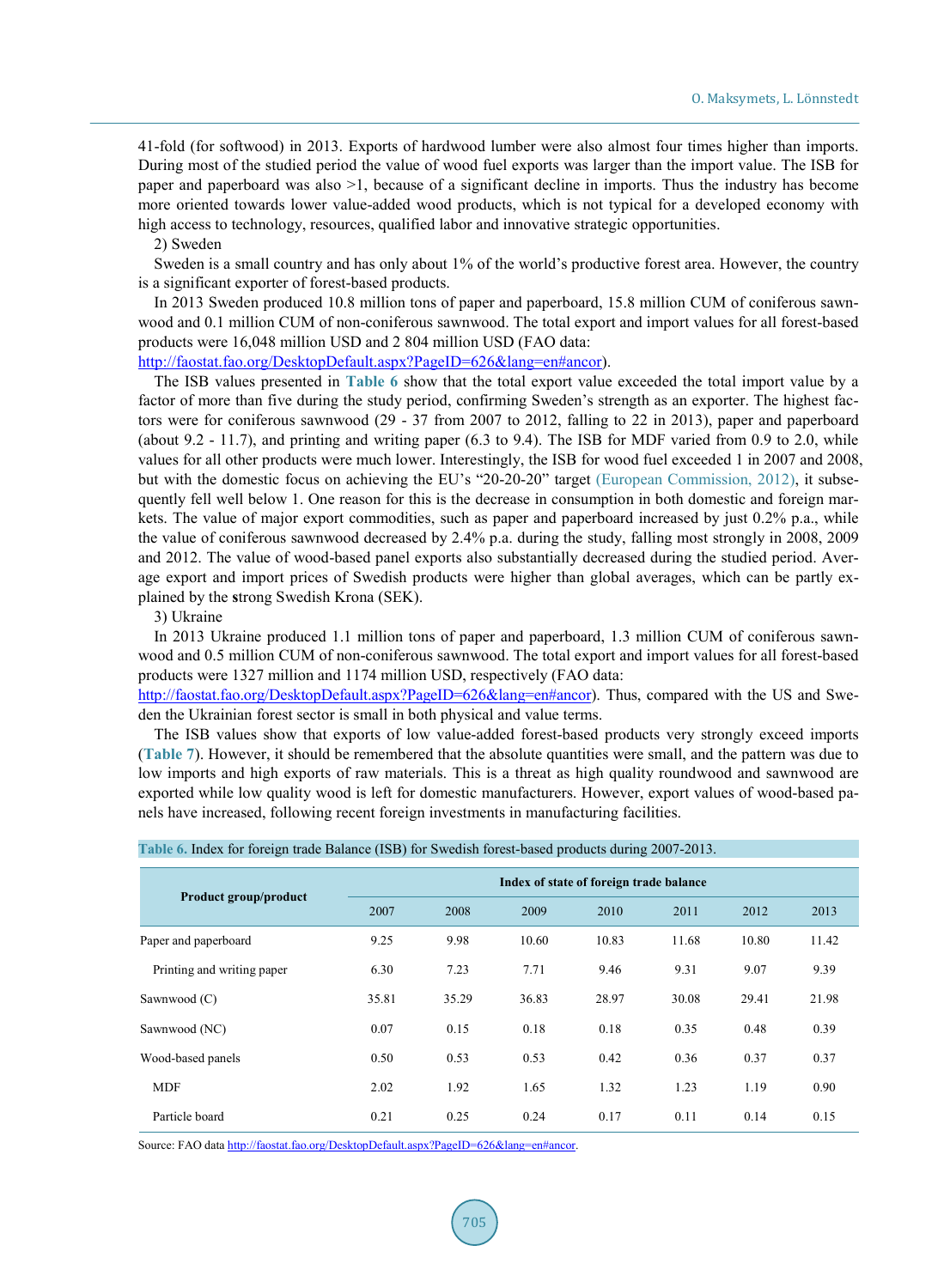41-fold (for softwood) in 2013. Exports of hardwood lumber were also almost four times higher than imports. During most of the studied period the value of wood fuel exports was larger than the import value. The ISB for paper and paperboard was also >1, because of a significant decline in imports. Thus the industry has become more oriented towards lower value-added wood products, which is not typical for a developed economy with high access to technology, resources, qualified labor and innovative strategic opportunities.

2) Sweden

Sweden is a small country and has only about 1% of the world's productive forest area. However, the country is a significant exporter of forest-based products.

In 2013 Sweden produced 10.8 million tons of paper and paperboard, 15.8 million CUM of coniferous sawnwood and 0.1 million CUM of non-coniferous sawnwood. The total export and import values for all forest-based products were 16,048 million USD and 2 804 million USD (FAO data: http://faostat.fao.org/DesktopDefault.aspx?PageID=626&lang=en#ancor).

The ISB values presented in **Table 6** show that the total export value exceeded the total import value by a factor of more than five during the study period, confirming Sweden's strength as an exporter. The highest factors were for coniferous sawnwood (29 - 37 from 2007 to 2012, falling to 22 in 2013), paper and paperboard (about 9.2 - 11.7), and printing and writing paper (6.3 to 9.4). The ISB for MDF varied from 0.9 to 2.0, while values for all other products were much lower. Interestingly, the ISB for wood fuel exceeded 1 in 2007 and 2008, but with the domestic focus on achieving the EU's "20-20-20" target (European Commission, 2012), it subsequently fell well below 1. One reason for this is the decrease in consumption in both domestic and foreign markets. The value of major export commodities, such as paper and paperboard increased by just 0.2% p.a., while the value of coniferous sawnwood decreased by 2.4% p.a. during the study, falling most strongly in 2008, 2009 and 2012. The value of wood-based panel exports also substantially decreased during the studied period. Average export and import prices of Swedish products were higher than global averages, which can be partly explained by the strong Swedish Krona (SEK).

3) Ukraine

In 2013 Ukraine produced 1.1 million tons of paper and paperboard, 1.3 million CUM of coniferous sawnwood and 0.5 million CUM of non-coniferous sawnwood. The total export and import values for all forest-based products were 1327 million and 1174 million USD, respectively (FAO data: http://faostat.fao.org/DesktopDefault.aspx?PageID=626&lang=en#ancor). Thus, compared with the US and Sweden the Ukrainian forest sector is small in both physical and value terms.

The ISB values show that exports of low value-added forest-based products very strongly exceed imports (**Table 7**). However, it should be remembered that the absolute quantities were small, and the pattern was due to low imports and high exports of raw materials. This is a threat as high quality roundwood and sawnwood are exported while low quality wood is left for domestic manufacturers. However, export values of wood-based panels have increased, following recent foreign investments in manufacturing facilities.

**Table 6.** Index for foreign trade Balance (ISB) for Swedish forest-based products during 2007-2013.

| Product group/product | Index of state of foreign trade balance | | | | | | |
|---|---|---|---|---|---|---|---|
| | 2007 | 2008 | 2009 | 2010 | 2011 | 2012 | 2013 |
| Paper and paperboard | 9.25 | 9.98 | 10.60 | 10.83 | 11.68 | 10.80 | 11.42 |
| Printing and writing paper | 6.30 | 7.23 | 7.71 | 9.46 | 9.31 | 9.07 | 9.39 |
| Sawnwood (C) | 35.81 | 35.29 | 36.83 | 28.97 | 30.08 | 29.41 | 21.98 |
| Sawnwood (NC) | 0.07 | 0.15 | 0.18 | 0.18 | 0.35 | 0.48 | 0.39 |
| Wood-based panels | 0.50 | 0.53 | 0.53 | 0.42 | 0.36 | 0.37 | 0.37 |
| MDF | 2.02 | 1.92 | 1.65 | 1.32 | 1.23 | 1.19 | 0.90 |
| Particle board | 0.21 | 0.25 | 0.24 | 0.17 | 0.11 | 0.14 | 0.15 |

Source: FAO data http://faostat.fao.org/DesktopDefault.aspx?PageID=626&lang=en#ancor.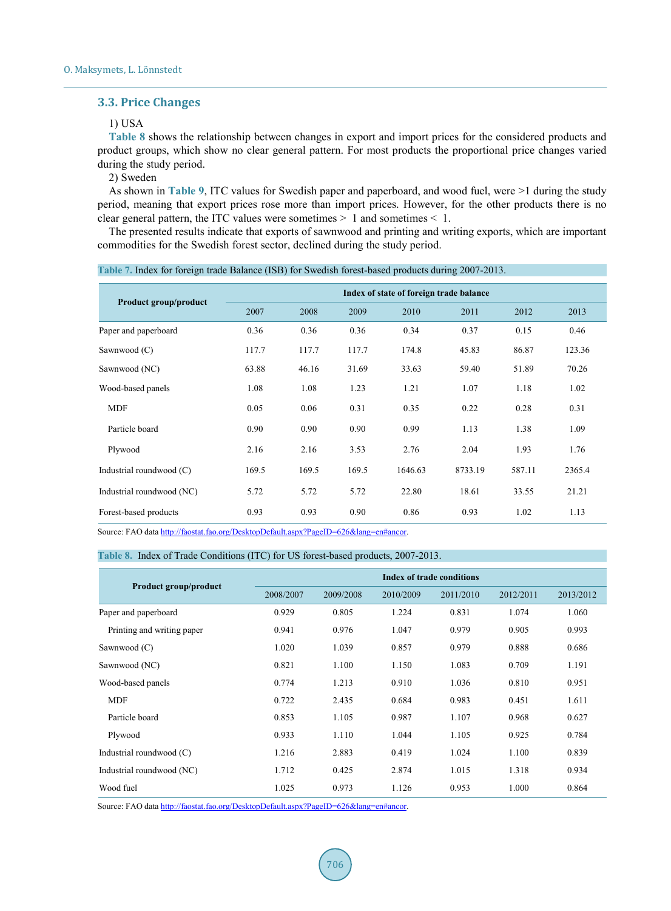### 3.3. Price Changes

1) USA

**Table 8** shows the relationship between changes in export and import prices for the considered products and product groups, which show no clear general pattern. For most products the proportional price changes varied during the study period.

2) Sweden

As shown in **Table 9**, ITC values for Swedish paper and paperboard, and wood fuel, were >1 during the study period, meaning that export prices rose more than import prices. However, for the other products there is no clear general pattern, the ITC values were sometimes > 1 and sometimes < 1.

The presented results indicate that exports of sawnwood and printing and writing exports, which are important commodities for the Swedish forest sector, declined during the study period.

**Table 7.** Index for foreign trade Balance (ISB) for Swedish forest-based products during 2007-2013.

| Product group/product | Index of state of foreign trade balance | | | | | | |
|---|---|---|---|---|---|---|---|
| | 2007 | 2008 | 2009 | 2010 | 2011 | 2012 | 2013 |
| Paper and paperboard | 0.36 | 0.36 | 0.36 | 0.34 | 0.37 | 0.15 | 0.46 |
| Sawnwood (C) | 117.7 | 117.7 | 117.7 | 174.8 | 45.83 | 86.87 | 123.36 |
| Sawnwood (NC) | 63.88 | 46.16 | 31.69 | 33.63 | 59.40 | 51.89 | 70.26 |
| Wood-based panels | 1.08 | 1.08 | 1.23 | 1.21 | 1.07 | 1.18 | 1.02 |
| MDF | 0.05 | 0.06 | 0.31 | 0.35 | 0.22 | 0.28 | 0.31 |
| Particle board | 0.90 | 0.90 | 0.90 | 0.99 | 1.13 | 1.38 | 1.09 |
| Plywood | 2.16 | 2.16 | 3.53 | 2.76 | 2.04 | 1.93 | 1.76 |
| Industrial roundwood (C) | 169.5 | 169.5 | 169.5 | 1646.63 | 8733.19 | 587.11 | 2365.4 |
| Industrial roundwood (NC) | 5.72 | 5.72 | 5.72 | 22.80 | 18.61 | 33.55 | 21.21 |
| Forest-based products | 0.93 | 0.93 | 0.90 | 0.86 | 0.93 | 1.02 | 1.13 |

Source: FAO data http://faostat.fao.org/DesktopDefault.aspx?PageID=626&lang=en#ancor.

**Table 8.** Index of Trade Conditions (ITC) for US forest-based products, 2007-2013.

| Product group/product | Index of trade conditions | | | | | |
|---|---|---|---|---|---|---|
| | 2008/2007 | 2009/2008 | 2010/2009 | 2011/2010 | 2012/2011 | 2013/2012 |
| Paper and paperboard | 0.929 | 0.805 | 1.224 | 0.831 | 1.074 | 1.060 |
| Printing and writing paper | 0.941 | 0.976 | 1.047 | 0.979 | 0.905 | 0.993 |
| Sawnwood (C) | 1.020 | 1.039 | 0.857 | 0.979 | 0.888 | 0.686 |
| Sawnwood (NC) | 0.821 | 1.100 | 1.150 | 1.083 | 0.709 | 1.191 |
| Wood-based panels | 0.774 | 1.213 | 0.910 | 1.036 | 0.810 | 0.951 |
| MDF | 0.722 | 2.435 | 0.684 | 0.983 | 0.451 | 1.611 |
| Particle board | 0.853 | 1.105 | 0.987 | 1.107 | 0.968 | 0.627 |
| Plywood | 0.933 | 1.110 | 1.044 | 1.105 | 0.925 | 0.784 |
| Industrial roundwood (C) | 1.216 | 2.883 | 0.419 | 1.024 | 1.100 | 0.839 |
| Industrial roundwood (NC) | 1.712 | 0.425 | 2.874 | 1.015 | 1.318 | 0.934 |
| Wood fuel | 1.025 | 0.973 | 1.126 | 0.953 | 1.000 | 0.864 |

Source: FAO data http://faostat.fao.org/DesktopDefault.aspx?PageID=626&lang=en#ancor.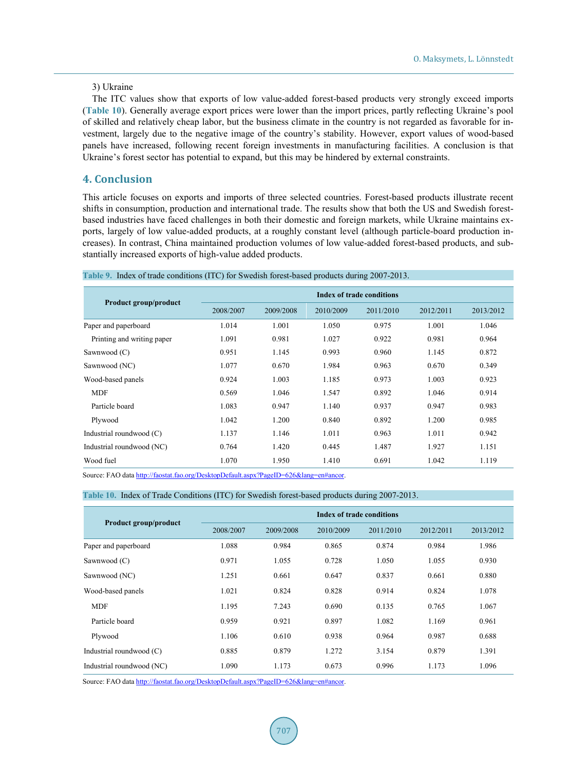3) Ukraine

The ITC values show that exports of low value-added forest-based products very strongly exceed imports (**Table 10**). Generally average export prices were lower than the import prices, partly reflecting Ukraine's pool of skilled and relatively cheap labor, but the business climate in the country is not regarded as favorable for investment, largely due to the negative image of the country's stability. However, export values of wood-based panels have increased, following recent foreign investments in manufacturing facilities. A conclusion is that Ukraine's forest sector has potential to expand, but this may be hindered by external constraints.

## 4. Conclusion

This article focuses on exports and imports of three selected countries. Forest-based products illustrate recent shifts in consumption, production and international trade. The results show that both the US and Swedish forest-based industries have faced challenges in both their domestic and foreign markets, while Ukraine maintains exports, largely of low value-added products, at a roughly constant level (although particle-board production increases). In contrast, China maintained production volumes of low value-added forest-based products, and substantially increased exports of high-value added products.

**Table 9.** Index of trade conditions (ITC) for Swedish forest-based products during 2007-2013.

| Product group/product | Index of trade conditions | | | | | |
|---|---|---|---|---|---|---|
| | 2008/2007 | 2009/2008 | 2010/2009 | 2011/2010 | 2012/2011 | 2013/2012 |
| Paper and paperboard | 1.014 | 1.001 | 1.050 | 0.975 | 1.001 | 1.046 |
| Printing and writing paper | 1.091 | 0.981 | 1.027 | 0.922 | 0.981 | 0.964 |
| Sawnwood (C) | 0.951 | 1.145 | 0.993 | 0.960 | 1.145 | 0.872 |
| Sawnwood (NC) | 1.077 | 0.670 | 1.984 | 0.963 | 0.670 | 0.349 |
| Wood-based panels | 0.924 | 1.003 | 1.185 | 0.973 | 1.003 | 0.923 |
| MDF | 0.569 | 1.046 | 1.547 | 0.892 | 1.046 | 0.914 |
| Particle board | 1.083 | 0.947 | 1.140 | 0.937 | 0.947 | 0.983 |
| Plywood | 1.042 | 1.200 | 0.840 | 0.892 | 1.200 | 0.985 |
| Industrial roundwood (C) | 1.137 | 1.146 | 1.011 | 0.963 | 1.011 | 0.942 |
| Industrial roundwood (NC) | 0.764 | 1.420 | 0.445 | 1.487 | 1.927 | 1.151 |
| Wood fuel | 1.070 | 1.950 | 1.410 | 0.691 | 1.042 | 1.119 |

Source: FAO data http://faostat.fao.org/DesktopDefault.aspx?PageID=626&lang=en#ancor.

**Table 10.** Index of Trade Conditions (ITC) for Swedish forest-based products during 2007-2013.

| Product group/product | Index of trade conditions | | | | | |
|---|---|---|---|---|---|---|
| | 2008/2007 | 2009/2008 | 2010/2009 | 2011/2010 | 2012/2011 | 2013/2012 |
| Paper and paperboard | 1.088 | 0.984 | 0.865 | 0.874 | 0.984 | 1.986 |
| Sawnwood (C) | 0.971 | 1.055 | 0.728 | 1.050 | 1.055 | 0.930 |
| Sawnwood (NC) | 1.251 | 0.661 | 0.647 | 0.837 | 0.661 | 0.880 |
| Wood-based panels | 1.021 | 0.824 | 0.828 | 0.914 | 0.824 | 1.078 |
| MDF | 1.195 | 7.243 | 0.690 | 0.135 | 0.765 | 1.067 |
| Particle board | 0.959 | 0.921 | 0.897 | 1.082 | 1.169 | 0.961 |
| Plywood | 1.106 | 0.610 | 0.938 | 0.964 | 0.987 | 0.688 |
| Industrial roundwood (C) | 0.885 | 0.879 | 1.272 | 3.154 | 0.879 | 1.391 |
| Industrial roundwood (NC) | 1.090 | 1.173 | 0.673 | 0.996 | 1.173 | 1.096 |

Source: FAO data http://faostat.fao.org/DesktopDefault.aspx?PageID=626&lang=en#ancor.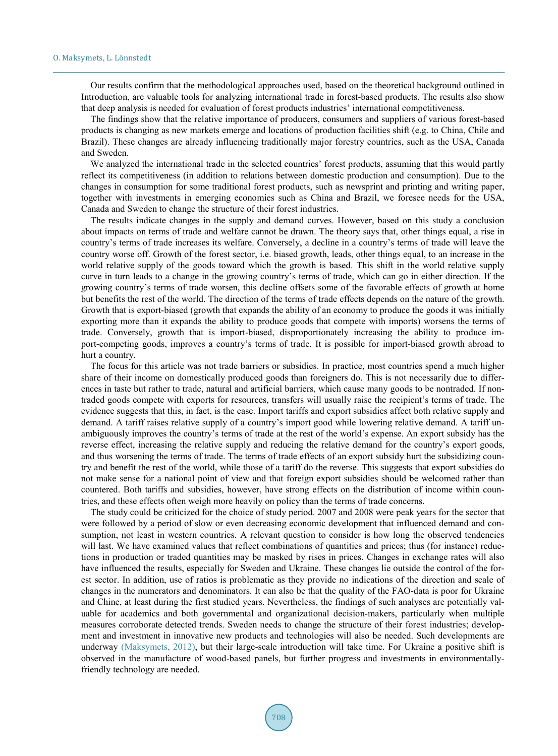Our results confirm that the methodological approaches used, based on the theoretical background outlined in Introduction, are valuable tools for analyzing international trade in forest-based products. The results also show that deep analysis is needed for evaluation of forest products industries' international competitiveness.

The findings show that the relative importance of producers, consumers and suppliers of various forest-based products is changing as new markets emerge and locations of production facilities shift (e.g. to China, Chile and Brazil). These changes are already influencing traditionally major forestry countries, such as the USA, Canada and Sweden.

We analyzed the international trade in the selected countries' forest products, assuming that this would partly reflect its competitiveness (in addition to relations between domestic production and consumption). Due to the changes in consumption for some traditional forest products, such as newsprint and printing and writing paper, together with investments in emerging economies such as China and Brazil, we foresee needs for the USA, Canada and Sweden to change the structure of their forest industries.

The results indicate changes in the supply and demand curves. However, based on this study a conclusion about impacts on terms of trade and welfare cannot be drawn. The theory says that, other things equal, a rise in country's terms of trade increases its welfare. Conversely, a decline in a country's terms of trade will leave the country worse off. Growth of the forest sector, i.e. biased growth, leads, other things equal, to an increase in the world relative supply of the goods toward which the growth is based. This shift in the world relative supply curve in turn leads to a change in the growing country's terms of trade, which can go in either direction. If the growing country's terms of trade worsen, this decline offsets some of the favorable effects of growth at home but benefits the rest of the world. The direction of the terms of trade effects depends on the nature of the growth. Growth that is export-biased (growth that expands the ability of an economy to produce the goods it was initially exporting more than it expands the ability to produce goods that compete with imports) worsens the terms of trade. Conversely, growth that is import-biased, disproportionately increasing the ability to produce import-competing goods, improves a country's terms of trade. It is possible for import-biased growth abroad to hurt a country.

The focus for this article was not trade barriers or subsidies. In practice, most countries spend a much higher share of their income on domestically produced goods than foreigners do. This is not necessarily due to differences in taste but rather to trade, natural and artificial barriers, which cause many goods to be nontraded. If nontraded goods compete with exports for resources, transfers will usually raise the recipient's terms of trade. The evidence suggests that this, in fact, is the case. Import tariffs and export subsidies affect both relative supply and demand. A tariff raises relative supply of a country's import good while lowering relative demand. A tariff unambiguously improves the country's terms of trade at the rest of the world's expense. An export subsidy has the reverse effect, increasing the relative supply and reducing the relative demand for the country's export goods, and thus worsening the terms of trade. The terms of trade effects of an export subsidy hurt the subsidizing country and benefit the rest of the world, while those of a tariff do the reverse. This suggests that export subsidies do not make sense for a national point of view and that foreign export subsidies should be welcomed rather than countered. Both tariffs and subsidies, however, have strong effects on the distribution of income within countries, and these effects often weigh more heavily on policy than the terms of trade concerns.

The study could be criticized for the choice of study period. 2007 and 2008 were peak years for the sector that were followed by a period of slow or even decreasing economic development that influenced demand and consumption, not least in western countries. A relevant question to consider is how long the observed tendencies will last. We have examined values that reflect combinations of quantities and prices; thus (for instance) reductions in production or traded quantities may be masked by rises in prices. Changes in exchange rates will also have influenced the results, especially for Sweden and Ukraine. These changes lie outside the control of the forest sector. In addition, use of ratios is problematic as they provide no indications of the direction and scale of changes in the numerators and denominators. It can also be that the quality of the FAO-data is poor for Ukraine and Chine, at least during the first studied years. Nevertheless, the findings of such analyses are potentially valuable for academics and both governmental and organizational decision-makers, particularly when multiple measures corroborate detected trends. Sweden needs to change the structure of their forest industries; development and investment in innovative new products and technologies will also be needed. Such developments are underway (Maksymets, 2012), but their large-scale introduction will take time. For Ukraine a positive shift is observed in the manufacture of wood-based panels, but further progress and investments in environmentally-friendly technology are needed.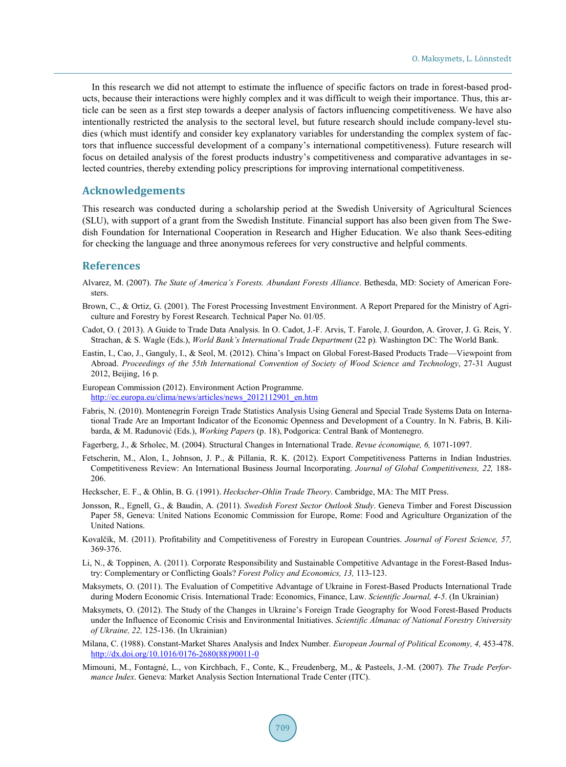In this research we did not attempt to estimate the influence of specific factors on trade in forest-based products, because their interactions were highly complex and it was difficult to weigh their importance. Thus, this article can be seen as a first step towards a deeper analysis of factors influencing competitiveness. We have also intentionally restricted the analysis to the sectoral level, but future research should include company-level studies (which must identify and consider key explanatory variables for understanding the complex system of factors that influence successful development of a company's international competitiveness). Future research will focus on detailed analysis of the forest products industry's competitiveness and comparative advantages in selected countries, thereby extending policy prescriptions for improving international competitiveness.

## Acknowledgements

This research was conducted during a scholarship period at the Swedish University of Agricultural Sciences (SLU), with support of a grant from the Swedish Institute. Financial support has also been given from The Swedish Foundation for International Cooperation in Research and Higher Education. We also thank Sees-editing for checking the language and three anonymous referees for very constructive and helpful comments.

## References

Alvarez, M. (2007). *The State of America's Forests. Abundant Forests Alliance*. Bethesda, MD: Society of American Foresters.

Brown, C., & Ortiz, G. (2001). The Forest Processing Investment Environment. A Report Prepared for the Ministry of Agriculture and Forestry by Forest Research. Technical Paper No. 01/05.

Cadot, O. ( 2013). A Guide to Trade Data Analysis. In O. Cadot, J.-F. Arvis, T. Farole, J. Gourdon, A. Grover, J. G. Reis, Y. Strachan, & S. Wagle (Eds.), *World Bank's International Trade Department* (22 p). Washington DC: The World Bank.

Eastin, I., Cao, J., Ganguly, I., & Seol, M. (2012). China's Impact on Global Forest-Based Products Trade—Viewpoint from Abroad. *Proceedings of the 55th International Convention of Society of Wood Science and Technology*, 27-31 August 2012, Beijing, 16 p.

European Commission (2012). Environment Action Programme. http://ec.europa.eu/clima/news/articles/news_2012112901_en.htm

Fabris, N. (2010). Montenegrin Foreign Trade Statistics Analysis Using General and Special Trade Systems Data on International Trade Are an Important Indicator of the Economic Openness and Development of a Country. In N. Fabris, B. Kilibarda, & M. Radunović (Eds.), *Working Papers* (p. 18), Podgorica: Central Bank of Montenegro.

Fagerberg, J., & Srholec, M. (2004). Structural Changes in International Trade. *Revue économique, 6,* 1071-1097.

Fetscherin, M., Alon, I., Johnson, J. P., & Pillania, R. K. (2012). Export Competitiveness Patterns in Indian Industries. Competitiveness Review: An International Business Journal Incorporating. *Journal of Global Competitiveness, 22,* 188-206.

Heckscher, E. F., & Ohlin, B. G. (1991). *Heckscher-Ohlin Trade Theory*. Cambridge, MA: The MIT Press.

Jonsson, R., Egnell, G., & Baudin, A. (2011). *Swedish Forest Sector Outlook Study*. Geneva Timber and Forest Discussion Paper 58, Geneva: United Nations Economic Commission for Europe, Rome: Food and Agriculture Organization of the United Nations.

Kovalčík, M. (2011). Profitability and Competitiveness of Forestry in European Countries. *Journal of Forest Science, 57,* 369-376.

Li, N., & Toppinen, A. (2011). Corporate Responsibility and Sustainable Competitive Advantage in the Forest-Based Industry: Complementary or Conflicting Goals? *Forest Policy and Economics, 13,* 113-123.

Maksymets, O. (2011). The Evaluation of Competitive Advantage of Ukraine in Forest-Based Products International Trade during Modern Economic Crisis. International Trade: Economics, Finance, Law. *Scientific Journal, 4-5*. (In Ukrainian)

Maksymets, O. (2012). The Study of the Changes in Ukraine's Foreign Trade Geography for Wood Forest-Based Products under the Influence of Economic Crisis and Environmental Initiatives. *Scientific Almanac of National Forestry University of Ukraine, 22,* 125-136. (In Ukrainian)

Milana, C. (1988). Constant-Market Shares Analysis and Index Number. *European Journal of Political Economy, 4,* 453-478. http://dx.doi.org/10.1016/0176-2680(88)90011-0

Mimouni, M., Fontagné, L., von Kirchbach, F., Conte, K., Freudenberg, M., & Pasteels, J.-M. (2007). *The Trade Performance Index*. Geneva: Market Analysis Section International Trade Center (ITC).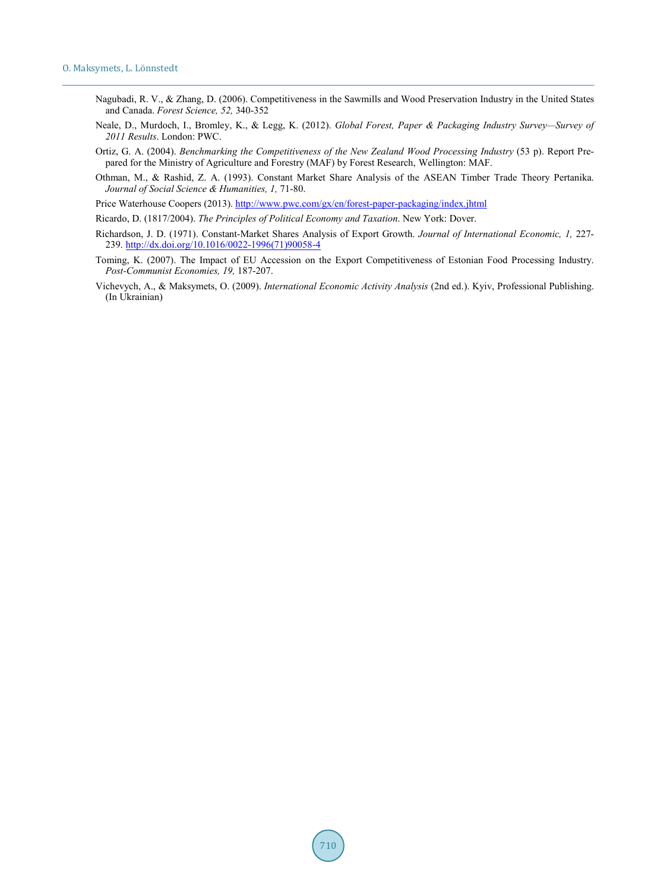Nagubadi, R. V., & Zhang, D. (2006). Competitiveness in the Sawmills and Wood Preservation Industry in the United States and Canada. *Forest Science, 52,* 340-352

Neale, D., Murdoch, I., Bromley, K., & Legg, K. (2012). *Global Forest, Paper & Packaging Industry Survey—Survey of 2011 Results*. London: PWC.

Ortiz, G. A. (2004). *Benchmarking the Competitiveness of the New Zealand Wood Processing Industry* (53 p). Report Prepared for the Ministry of Agriculture and Forestry (MAF) by Forest Research, Wellington: MAF.

Othman, M., & Rashid, Z. A. (1993). Constant Market Share Analysis of the ASEAN Timber Trade Theory Pertanika. *Journal of Social Science & Humanities, 1,* 71-80.

Price Waterhouse Coopers (2013). http://www.pwc.com/gx/en/forest-paper-packaging/index.jhtml

Ricardo, D. (1817/2004). *The Principles of Political Economy and Taxation*. New York: Dover.

Richardson, J. D. (1971). Constant-Market Shares Analysis of Export Growth. *Journal of International Economic, 1,* 227-239. http://dx.doi.org/10.1016/0022-1996(71)90058-4

Toming, K. (2007). The Impact of EU Accession on the Export Competitiveness of Estonian Food Processing Industry. *Post-Communist Economies, 19,* 187-207.

Vichevych, A., & Maksymets, O. (2009). *International Economic Activity Analysis* (2nd ed.). Kyiv, Professional Publishing. (In Ukrainian)